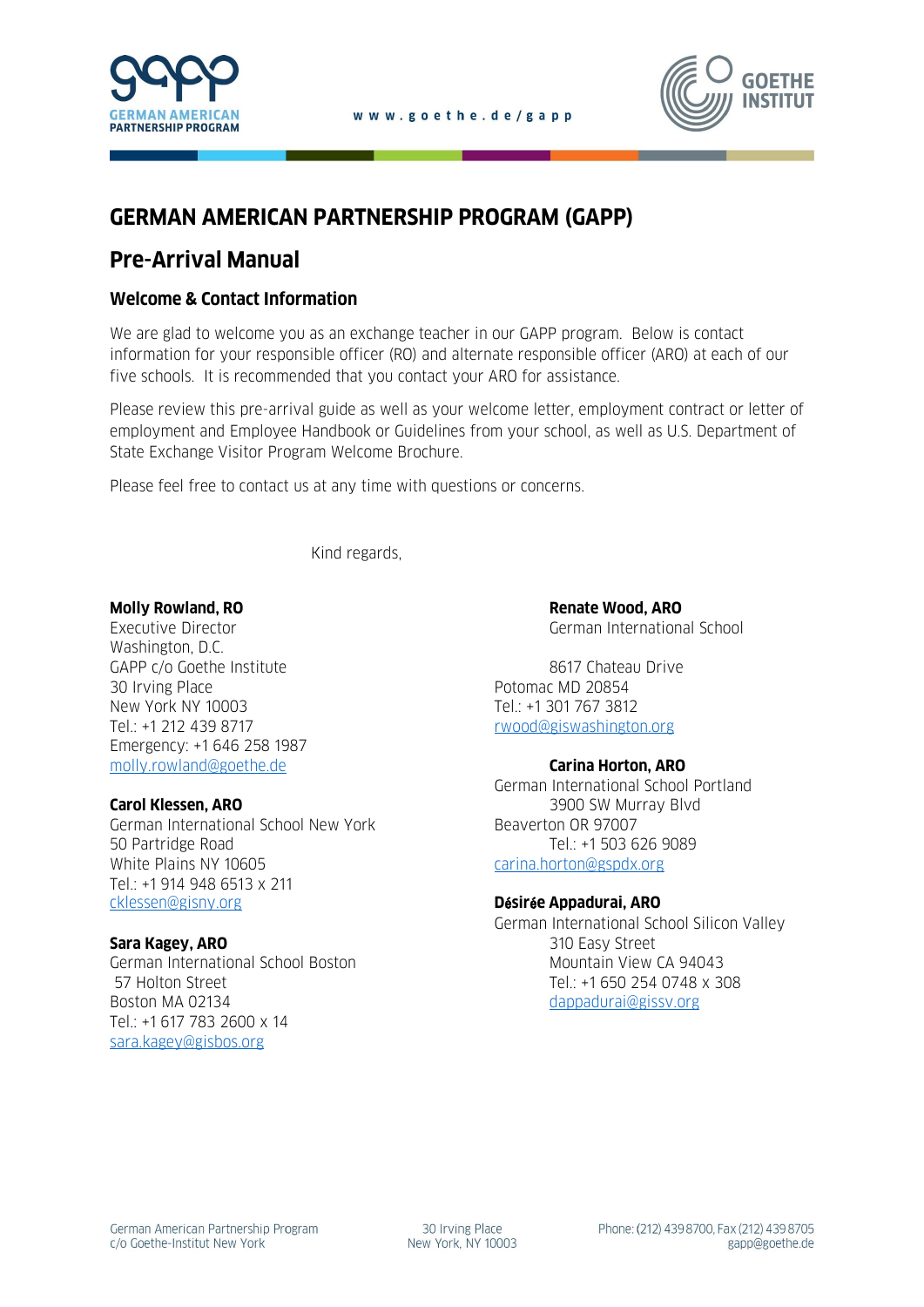# GERMAN AMERICAN PARTNERSHIP PROGRAM (GAPP)

## Pre-Arrival Manual

### Welcome & Contact Information

We are glad to welcome you as an exchange teacher in our GAPP program. Below is contact information for your responsible officer (RO) and alternate responsible officer (ARO) at each of our five schools. It is recommended that you contact your ARO for assistance.

Please review this pre-arrival guide as well as your welcome letter, employment contract or letter of employment and Employee Handbook or Guidelines from your school, as well as U.S. Department of State Exchange Visitor Program Welcome Brochure.

Please feel free to contact us at any time with questions or concerns.

Kind regards,

**Molly Rowland, RO**
Executive Director
Washington, D.C.
GAPP c/o Goethe Institute
30 Irving Place
New York NY 10003
Tel.: +1 212 439 8717
Emergency: +1 646 258 1987
molly.rowland@goethe.de

**Carol Klessen, ARO**
German International School New York
50 Partridge Road
White Plains NY 10605
Tel.: +1 914 948 6513 x 211
cklessen@gisny.org

**Sara Kagey, ARO**
German International School Boston
57 Holton Street
Boston MA 02134
Tel.: +1 617 783 2600 x 14
sara.kagey@gisbos.org

**Renate Wood, ARO**
German International School

8617 Chateau Drive
Potomac MD 20854
Tel.: +1 301 767 3812
rwood@giswashington.org

**Carina Horton, ARO**
German International School Portland
3900 SW Murray Blvd
Beaverton OR 97007
Tel.: +1 503 626 9089
carina.horton@gspdx.org

**Désirée Appadurai, ARO**
German International School Silicon Valley
310 Easy Street
Mountain View CA 94043
Tel.: +1 650 254 0748 x 308
dappadurai@gissv.org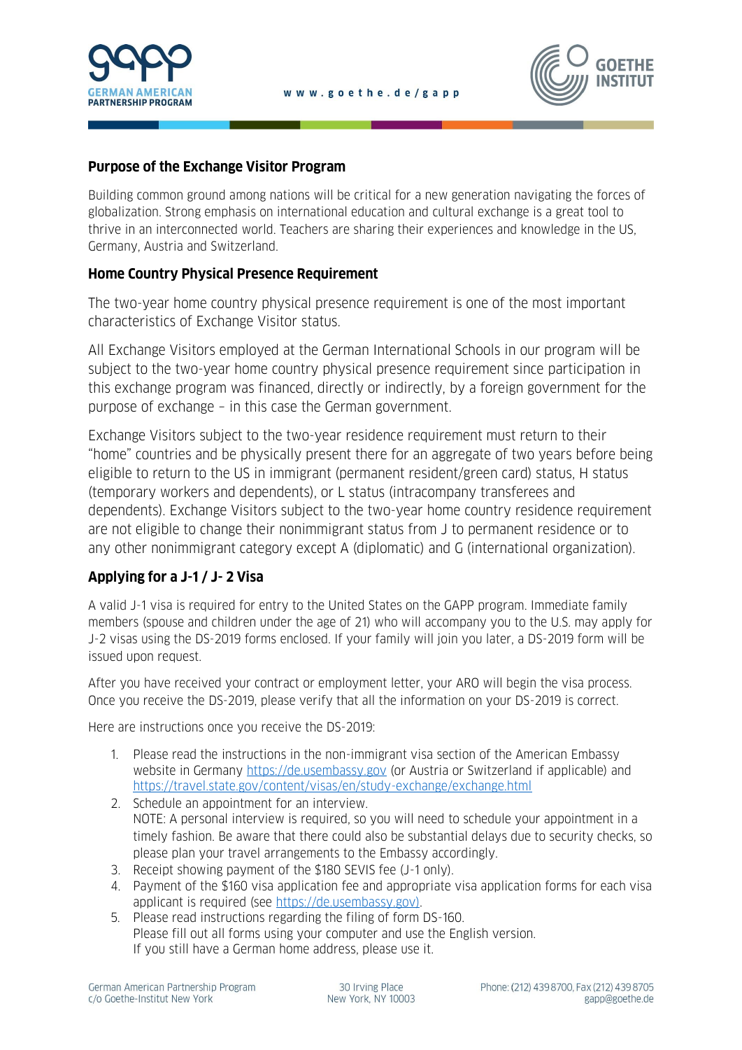## Purpose of the Exchange Visitor Program

Building common ground among nations will be critical for a new generation navigating the forces of globalization. Strong emphasis on international education and cultural exchange is a great tool to thrive in an interconnected world. Teachers are sharing their experiences and knowledge in the US, Germany, Austria and Switzerland.

## Home Country Physical Presence Requirement

The two-year home country physical presence requirement is one of the most important characteristics of Exchange Visitor status.

All Exchange Visitors employed at the German International Schools in our program will be subject to the two-year home country physical presence requirement since participation in this exchange program was financed, directly or indirectly, by a foreign government for the purpose of exchange – in this case the German government.

Exchange Visitors subject to the two-year residence requirement must return to their "home" countries and be physically present there for an aggregate of two years before being eligible to return to the US in immigrant (permanent resident/green card) status, H status (temporary workers and dependents), or L status (intracompany transferees and dependents). Exchange Visitors subject to the two-year home country residence requirement are not eligible to change their nonimmigrant status from J to permanent residence or to any other nonimmigrant category except A (diplomatic) and G (international organization).

## Applying for a J-1 / J- 2 Visa

A valid J-1 visa is required for entry to the United States on the GAPP program. Immediate family members (spouse and children under the age of 21) who will accompany you to the U.S. may apply for J-2 visas using the DS-2019 forms enclosed. If your family will join you later, a DS-2019 form will be issued upon request.

After you have received your contract or employment letter, your ARO will begin the visa process. Once you receive the DS-2019, please verify that all the information on your DS-2019 is correct.

Here are instructions once you receive the DS-2019:

1. Please read the instructions in the non-immigrant visa section of the American Embassy website in Germany https://de.usembassy.gov (or Austria or Switzerland if applicable) and https://travel.state.gov/content/visas/en/study-exchange/exchange.html
2. Schedule an appointment for an interview.
   NOTE: A personal interview is required, so you will need to schedule your appointment in a timely fashion. Be aware that there could also be substantial delays due to security checks, so please plan your travel arrangements to the Embassy accordingly.
3. Receipt showing payment of the $180 SEVIS fee (J-1 only).
4. Payment of the $160 visa application fee and appropriate visa application forms for each visa applicant is required (see https://de.usembassy.gov).
5. Please read instructions regarding the filing of form DS-160.
   Please fill out all forms using your computer and use the English version.
   If you still have a German home address, please use it.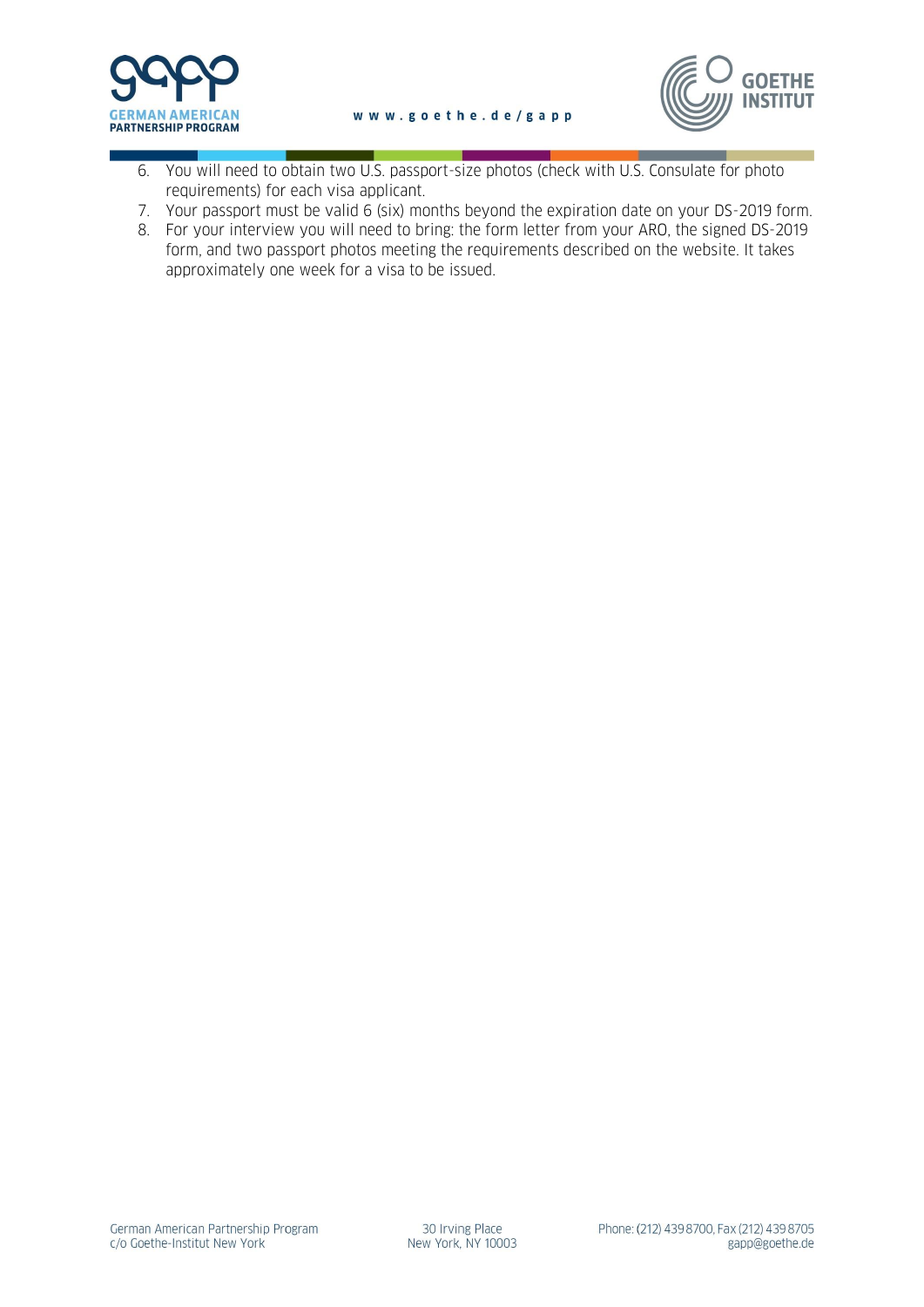6. You will need to obtain two U.S. passport-size photos (check with U.S. Consulate for photo requirements) for each visa applicant.
7. Your passport must be valid 6 (six) months beyond the expiration date on your DS-2019 form.
8. For your interview you will need to bring: the form letter from your ARO, the signed DS-2019 form, and two passport photos meeting the requirements described on the website. It takes approximately one week for a visa to be issued.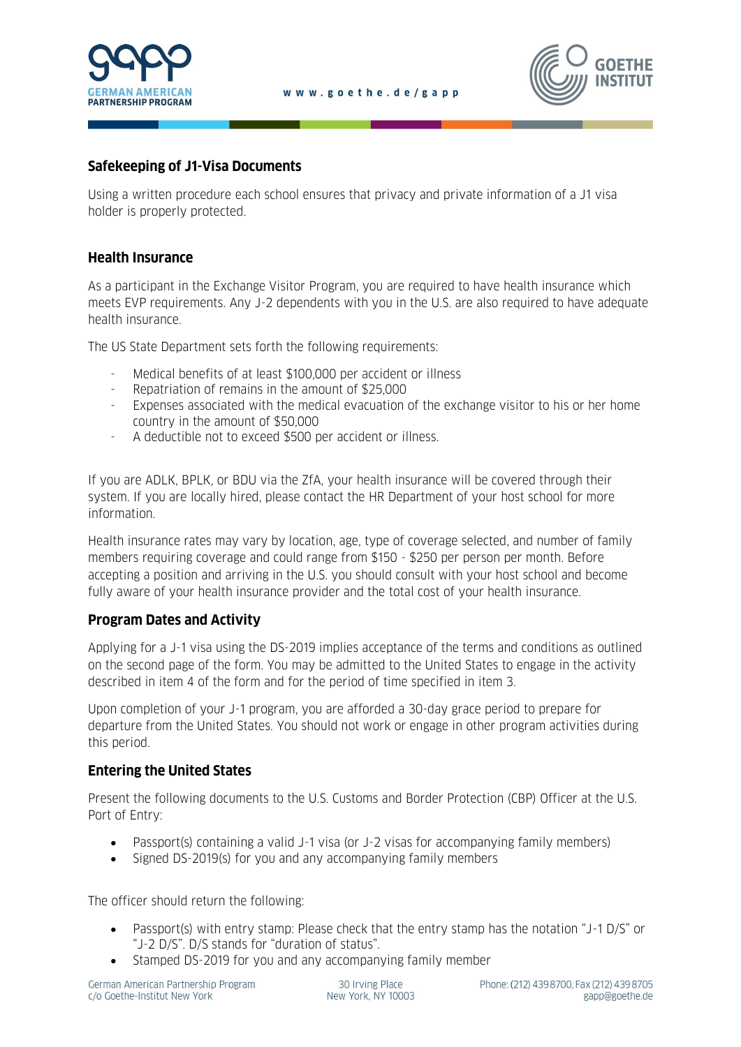## Safekeeping of J1-Visa Documents

Using a written procedure each school ensures that privacy and private information of a J1 visa holder is properly protected.

## Health Insurance

As a participant in the Exchange Visitor Program, you are required to have health insurance which meets EVP requirements. Any J-2 dependents with you in the U.S. are also required to have adequate health insurance.

The US State Department sets forth the following requirements:

- Medical benefits of at least $100,000 per accident or illness
- Repatriation of remains in the amount of $25,000
- Expenses associated with the medical evacuation of the exchange visitor to his or her home country in the amount of $50,000
- A deductible not to exceed $500 per accident or illness.

If you are ADLK, BPLK, or BDU via the ZfA, your health insurance will be covered through their system. If you are locally hired, please contact the HR Department of your host school for more information.

Health insurance rates may vary by location, age, type of coverage selected, and number of family members requiring coverage and could range from $150 - $250 per person per month. Before accepting a position and arriving in the U.S. you should consult with your host school and become fully aware of your health insurance provider and the total cost of your health insurance.

## Program Dates and Activity

Applying for a J-1 visa using the DS-2019 implies acceptance of the terms and conditions as outlined on the second page of the form. You may be admitted to the United States to engage in the activity described in item 4 of the form and for the period of time specified in item 3.

Upon completion of your J-1 program, you are afforded a 30-day grace period to prepare for departure from the United States. You should not work or engage in other program activities during this period.

## Entering the United States

Present the following documents to the U.S. Customs and Border Protection (CBP) Officer at the U.S. Port of Entry:

- Passport(s) containing a valid J-1 visa (or J-2 visas for accompanying family members)
- Signed DS-2019(s) for you and any accompanying family members

The officer should return the following:

- Passport(s) with entry stamp: Please check that the entry stamp has the notation "J-1 D/S" or "J-2 D/S". D/S stands for "duration of status".
- Stamped DS-2019 for you and any accompanying family member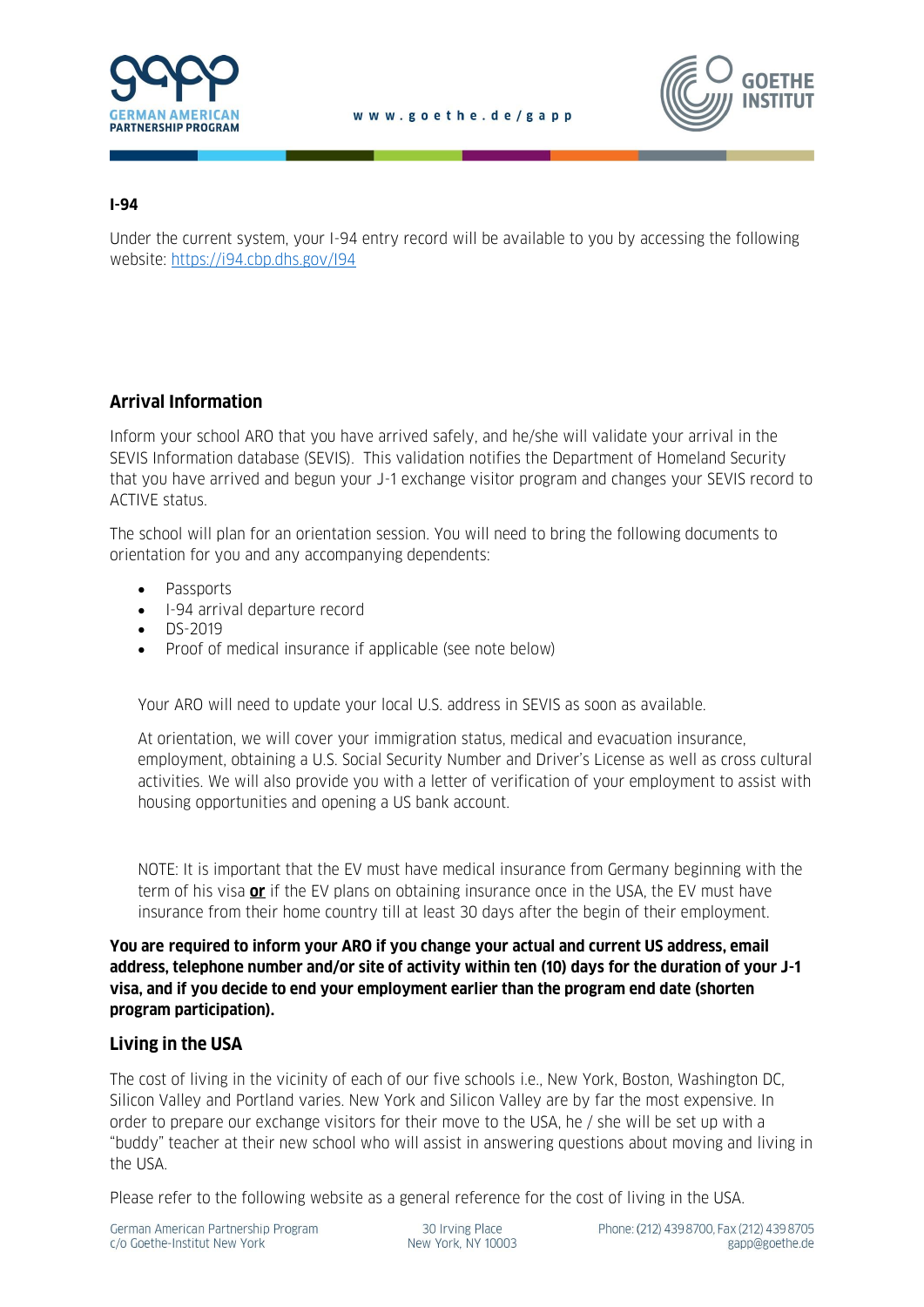**I-94**

Under the current system, your I-94 entry record will be available to you by accessing the following website: [https://i94.cbp.dhs.gov/I94](https://i94.cbp.dhs.gov/I94)

## Arrival Information

Inform your school ARO that you have arrived safely, and he/she will validate your arrival in the SEVIS Information database (SEVIS). This validation notifies the Department of Homeland Security that you have arrived and begun your J-1 exchange visitor program and changes your SEVIS record to ACTIVE status.

The school will plan for an orientation session. You will need to bring the following documents to orientation for you and any accompanying dependents:

- Passports
- I-94 arrival departure record
- DS-2019
- Proof of medical insurance if applicable (see note below)

Your ARO will need to update your local U.S. address in SEVIS as soon as available.

At orientation, we will cover your immigration status, medical and evacuation insurance, employment, obtaining a U.S. Social Security Number and Driver's License as well as cross cultural activities. We will also provide you with a letter of verification of your employment to assist with housing opportunities and opening a US bank account.

NOTE: It is important that the EV must have medical insurance from Germany beginning with the term of his visa **or** if the EV plans on obtaining insurance once in the USA, the EV must have insurance from their home country till at least 30 days after the begin of their employment.

**You are required to inform your ARO if you change your actual and current US address, email address, telephone number and/or site of activity within ten (10) days for the duration of your J-1 visa, and if you decide to end your employment earlier than the program end date (shorten program participation).**

## Living in the USA

The cost of living in the vicinity of each of our five schools i.e., New York, Boston, Washington DC, Silicon Valley and Portland varies. New York and Silicon Valley are by far the most expensive. In order to prepare our exchange visitors for their move to the USA, he / she will be set up with a "buddy" teacher at their new school who will assist in answering questions about moving and living in the USA.

Please refer to the following website as a general reference for the cost of living in the USA.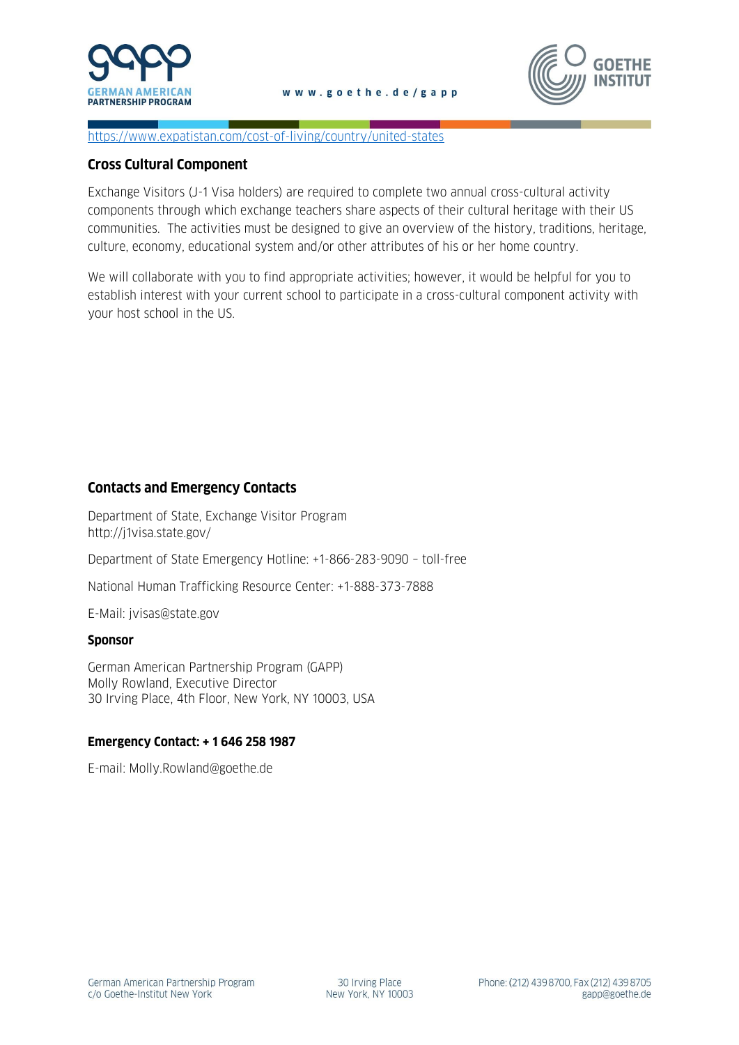https://www.expatistan.com/cost-of-living/country/united-states

## Cross Cultural Component

Exchange Visitors (J-1 Visa holders) are required to complete two annual cross-cultural activity components through which exchange teachers share aspects of their cultural heritage with their US communities. The activities must be designed to give an overview of the history, traditions, heritage, culture, economy, educational system and/or other attributes of his or her home country.

We will collaborate with you to find appropriate activities; however, it would be helpful for you to establish interest with your current school to participate in a cross-cultural component activity with your host school in the US.

## Contacts and Emergency Contacts

Department of State, Exchange Visitor Program
http://j1visa.state.gov/

Department of State Emergency Hotline: +1-866-283-9090 – toll-free

National Human Trafficking Resource Center: +1-888-373-7888

E-Mail: jvisas@state.gov

### Sponsor

German American Partnership Program (GAPP)
Molly Rowland, Executive Director
30 Irving Place, 4th Floor, New York, NY 10003, USA

**Emergency Contact: + 1 646 258 1987**

E-mail: Molly.Rowland@goethe.de